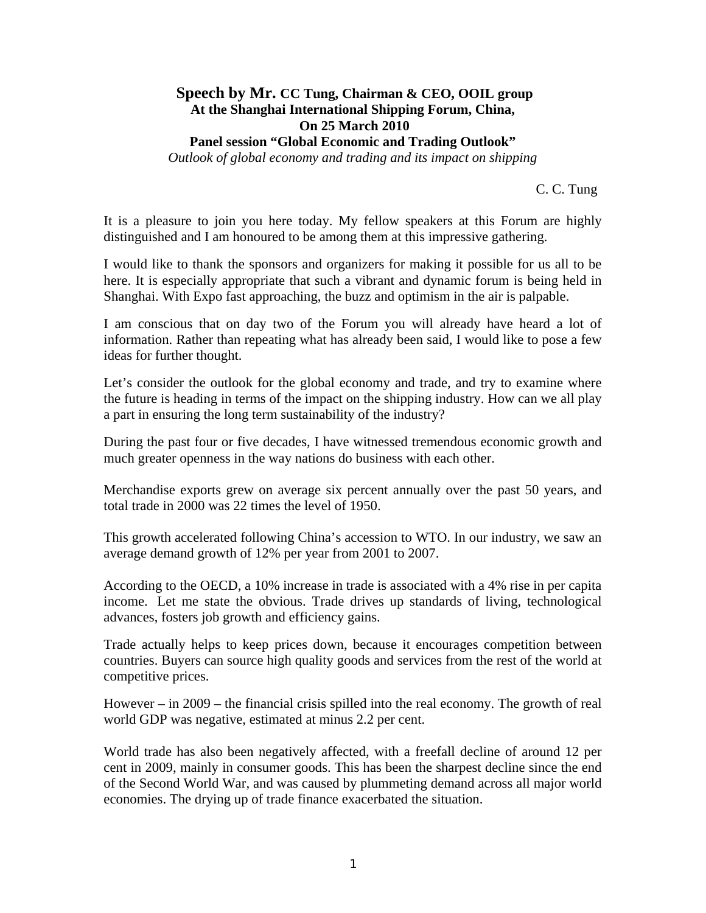# Speech by Mr. CC Tung, Chairman & CEO, OOIL group
## At the Shanghai International Shipping Forum, China, On 25 March 2010
## Panel session "Global Economic and Trading Outlook"

*Outlook of global economy and trading and its impact on shipping*

C. C. Tung

It is a pleasure to join you here today. My fellow speakers at this Forum are highly distinguished and I am honoured to be among them at this impressive gathering.

I would like to thank the sponsors and organizers for making it possible for us all to be here. It is especially appropriate that such a vibrant and dynamic forum is being held in Shanghai. With Expo fast approaching, the buzz and optimism in the air is palpable.

I am conscious that on day two of the Forum you will already have heard a lot of information. Rather than repeating what has already been said, I would like to pose a few ideas for further thought.

Let's consider the outlook for the global economy and trade, and try to examine where the future is heading in terms of the impact on the shipping industry. How can we all play a part in ensuring the long term sustainability of the industry?

During the past four or five decades, I have witnessed tremendous economic growth and much greater openness in the way nations do business with each other.

Merchandise exports grew on average six percent annually over the past 50 years, and total trade in 2000 was 22 times the level of 1950.

This growth accelerated following China's accession to WTO. In our industry, we saw an average demand growth of 12% per year from 2001 to 2007.

According to the OECD, a 10% increase in trade is associated with a 4% rise in per capita income. Let me state the obvious. Trade drives up standards of living, technological advances, fosters job growth and efficiency gains.

Trade actually helps to keep prices down, because it encourages competition between countries. Buyers can source high quality goods and services from the rest of the world at competitive prices.

However – in 2009 – the financial crisis spilled into the real economy. The growth of real world GDP was negative, estimated at minus 2.2 per cent.

World trade has also been negatively affected, with a freefall decline of around 12 per cent in 2009, mainly in consumer goods. This has been the sharpest decline since the end of the Second World War, and was caused by plummeting demand across all major world economies. The drying up of trade finance exacerbated the situation.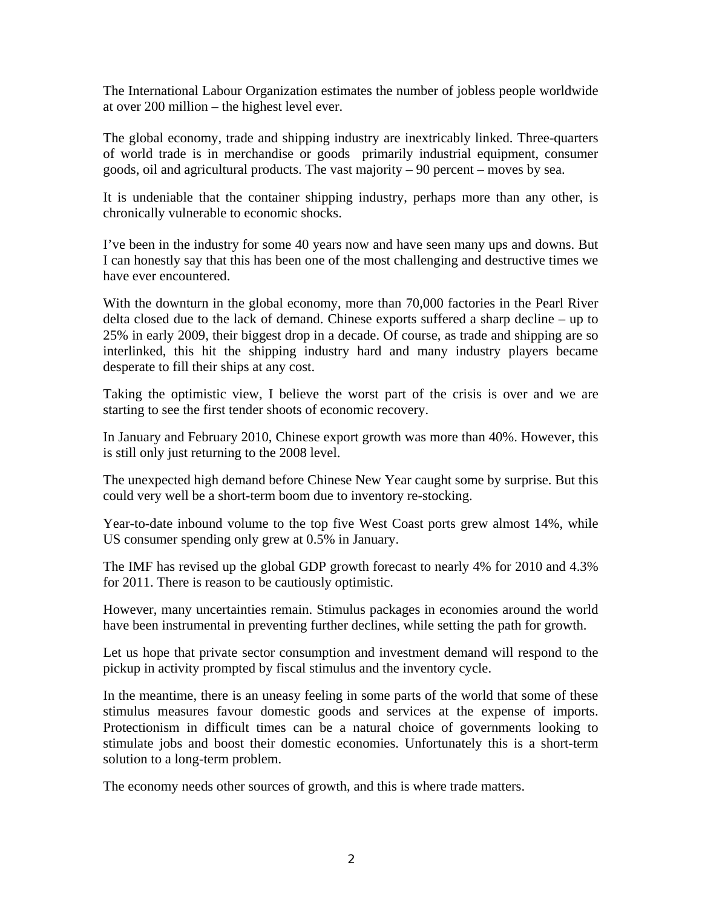The International Labour Organization estimates the number of jobless people worldwide at over 200 million – the highest level ever.

The global economy, trade and shipping industry are inextricably linked. Three-quarters of world trade is in merchandise or goods  primarily industrial equipment, consumer goods, oil and agricultural products. The vast majority – 90 percent – moves by sea.

It is undeniable that the container shipping industry, perhaps more than any other, is chronically vulnerable to economic shocks.

I've been in the industry for some 40 years now and have seen many ups and downs. But I can honestly say that this has been one of the most challenging and destructive times we have ever encountered.

With the downturn in the global economy, more than 70,000 factories in the Pearl River delta closed due to the lack of demand. Chinese exports suffered a sharp decline – up to 25% in early 2009, their biggest drop in a decade. Of course, as trade and shipping are so interlinked, this hit the shipping industry hard and many industry players became desperate to fill their ships at any cost.

Taking the optimistic view, I believe the worst part of the crisis is over and we are starting to see the first tender shoots of economic recovery.

In January and February 2010, Chinese export growth was more than 40%. However, this is still only just returning to the 2008 level.

The unexpected high demand before Chinese New Year caught some by surprise. But this could very well be a short-term boom due to inventory re-stocking.

Year-to-date inbound volume to the top five West Coast ports grew almost 14%, while US consumer spending only grew at 0.5% in January.

The IMF has revised up the global GDP growth forecast to nearly 4% for 2010 and 4.3% for 2011. There is reason to be cautiously optimistic.

However, many uncertainties remain. Stimulus packages in economies around the world have been instrumental in preventing further declines, while setting the path for growth.

Let us hope that private sector consumption and investment demand will respond to the pickup in activity prompted by fiscal stimulus and the inventory cycle.

In the meantime, there is an uneasy feeling in some parts of the world that some of these stimulus measures favour domestic goods and services at the expense of imports. Protectionism in difficult times can be a natural choice of governments looking to stimulate jobs and boost their domestic economies. Unfortunately this is a short-term solution to a long-term problem.

The economy needs other sources of growth, and this is where trade matters.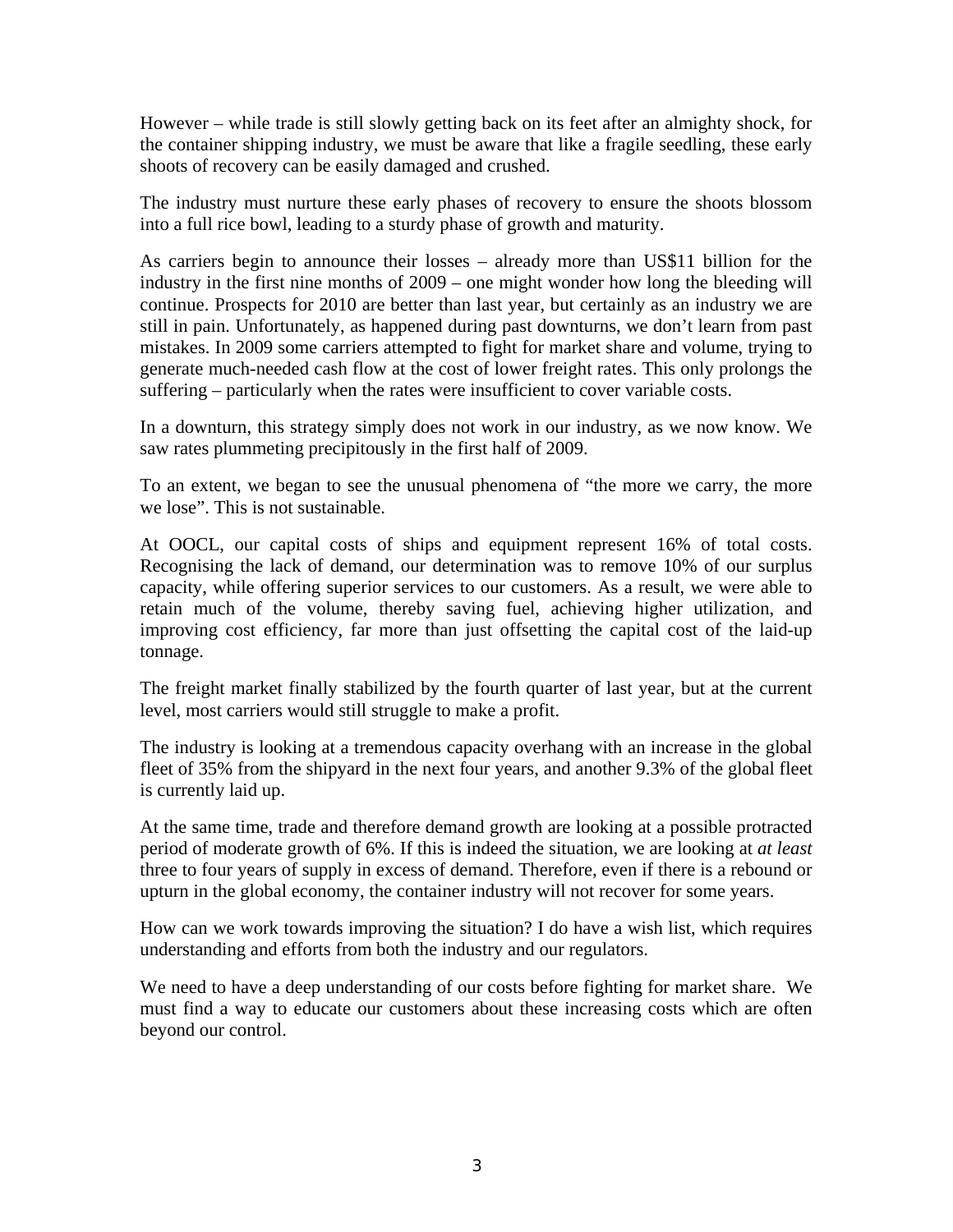However – while trade is still slowly getting back on its feet after an almighty shock, for the container shipping industry, we must be aware that like a fragile seedling, these early shoots of recovery can be easily damaged and crushed.

The industry must nurture these early phases of recovery to ensure the shoots blossom into a full rice bowl, leading to a sturdy phase of growth and maturity.

As carriers begin to announce their losses – already more than US$11 billion for the industry in the first nine months of 2009 – one might wonder how long the bleeding will continue. Prospects for 2010 are better than last year, but certainly as an industry we are still in pain. Unfortunately, as happened during past downturns, we don't learn from past mistakes. In 2009 some carriers attempted to fight for market share and volume, trying to generate much-needed cash flow at the cost of lower freight rates. This only prolongs the suffering – particularly when the rates were insufficient to cover variable costs.

In a downturn, this strategy simply does not work in our industry, as we now know. We saw rates plummeting precipitously in the first half of 2009.

To an extent, we began to see the unusual phenomena of "the more we carry, the more we lose". This is not sustainable.

At OOCL, our capital costs of ships and equipment represent 16% of total costs. Recognising the lack of demand, our determination was to remove 10% of our surplus capacity, while offering superior services to our customers. As a result, we were able to retain much of the volume, thereby saving fuel, achieving higher utilization, and improving cost efficiency, far more than just offsetting the capital cost of the laid-up tonnage.

The freight market finally stabilized by the fourth quarter of last year, but at the current level, most carriers would still struggle to make a profit.

The industry is looking at a tremendous capacity overhang with an increase in the global fleet of 35% from the shipyard in the next four years, and another 9.3% of the global fleet is currently laid up.

At the same time, trade and therefore demand growth are looking at a possible protracted period of moderate growth of 6%. If this is indeed the situation, we are looking at *at least* three to four years of supply in excess of demand. Therefore, even if there is a rebound or upturn in the global economy, the container industry will not recover for some years.

How can we work towards improving the situation? I do have a wish list, which requires understanding and efforts from both the industry and our regulators.

We need to have a deep understanding of our costs before fighting for market share. We must find a way to educate our customers about these increasing costs which are often beyond our control.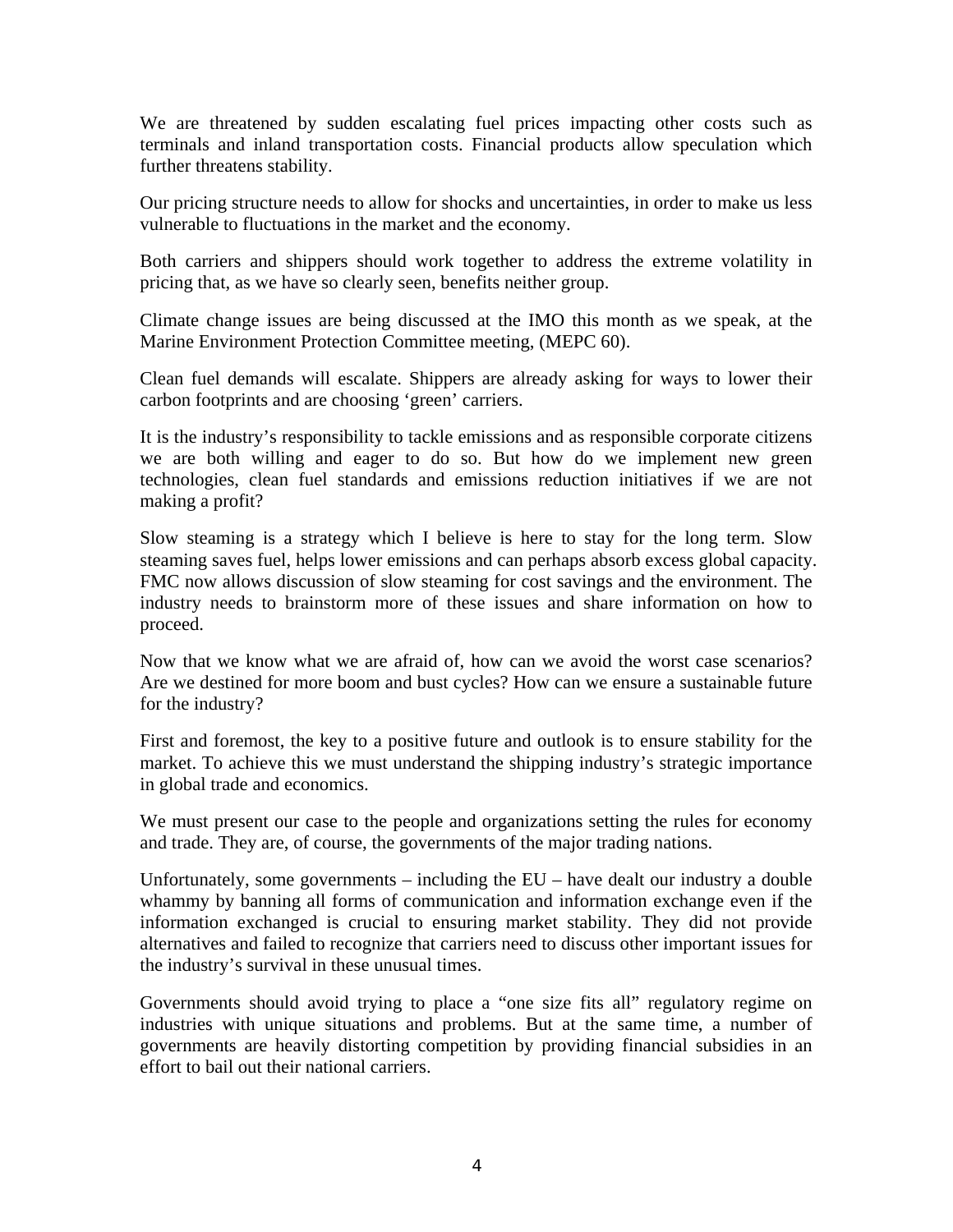We are threatened by sudden escalating fuel prices impacting other costs such as terminals and inland transportation costs. Financial products allow speculation which further threatens stability.

Our pricing structure needs to allow for shocks and uncertainties, in order to make us less vulnerable to fluctuations in the market and the economy.

Both carriers and shippers should work together to address the extreme volatility in pricing that, as we have so clearly seen, benefits neither group.

Climate change issues are being discussed at the IMO this month as we speak, at the Marine Environment Protection Committee meeting, (MEPC 60).

Clean fuel demands will escalate. Shippers are already asking for ways to lower their carbon footprints and are choosing 'green' carriers.

It is the industry's responsibility to tackle emissions and as responsible corporate citizens we are both willing and eager to do so. But how do we implement new green technologies, clean fuel standards and emissions reduction initiatives if we are not making a profit?

Slow steaming is a strategy which I believe is here to stay for the long term. Slow steaming saves fuel, helps lower emissions and can perhaps absorb excess global capacity. FMC now allows discussion of slow steaming for cost savings and the environment. The industry needs to brainstorm more of these issues and share information on how to proceed.

Now that we know what we are afraid of, how can we avoid the worst case scenarios? Are we destined for more boom and bust cycles? How can we ensure a sustainable future for the industry?

First and foremost, the key to a positive future and outlook is to ensure stability for the market. To achieve this we must understand the shipping industry's strategic importance in global trade and economics.

We must present our case to the people and organizations setting the rules for economy and trade. They are, of course, the governments of the major trading nations.

Unfortunately, some governments – including the EU – have dealt our industry a double whammy by banning all forms of communication and information exchange even if the information exchanged is crucial to ensuring market stability. They did not provide alternatives and failed to recognize that carriers need to discuss other important issues for the industry's survival in these unusual times.

Governments should avoid trying to place a "one size fits all" regulatory regime on industries with unique situations and problems. But at the same time, a number of governments are heavily distorting competition by providing financial subsidies in an effort to bail out their national carriers.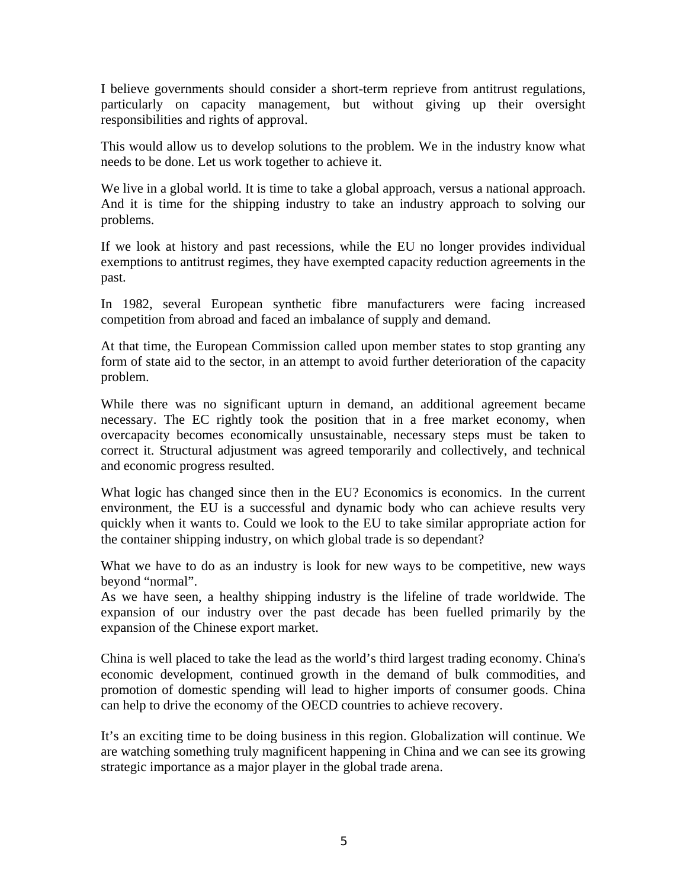I believe governments should consider a short-term reprieve from antitrust regulations, particularly on capacity management, but without giving up their oversight responsibilities and rights of approval.

This would allow us to develop solutions to the problem. We in the industry know what needs to be done. Let us work together to achieve it.

We live in a global world. It is time to take a global approach, versus a national approach. And it is time for the shipping industry to take an industry approach to solving our problems.

If we look at history and past recessions, while the EU no longer provides individual exemptions to antitrust regimes, they have exempted capacity reduction agreements in the past.

In 1982, several European synthetic fibre manufacturers were facing increased competition from abroad and faced an imbalance of supply and demand.

At that time, the European Commission called upon member states to stop granting any form of state aid to the sector, in an attempt to avoid further deterioration of the capacity problem.

While there was no significant upturn in demand, an additional agreement became necessary. The EC rightly took the position that in a free market economy, when overcapacity becomes economically unsustainable, necessary steps must be taken to correct it. Structural adjustment was agreed temporarily and collectively, and technical and economic progress resulted.

What logic has changed since then in the EU? Economics is economics. In the current environment, the EU is a successful and dynamic body who can achieve results very quickly when it wants to. Could we look to the EU to take similar appropriate action for the container shipping industry, on which global trade is so dependant?

What we have to do as an industry is look for new ways to be competitive, new ways beyond "normal".

As we have seen, a healthy shipping industry is the lifeline of trade worldwide. The expansion of our industry over the past decade has been fuelled primarily by the expansion of the Chinese export market.

China is well placed to take the lead as the world's third largest trading economy. China's economic development, continued growth in the demand of bulk commodities, and promotion of domestic spending will lead to higher imports of consumer goods. China can help to drive the economy of the OECD countries to achieve recovery.

It's an exciting time to be doing business in this region. Globalization will continue. We are watching something truly magnificent happening in China and we can see its growing strategic importance as a major player in the global trade arena.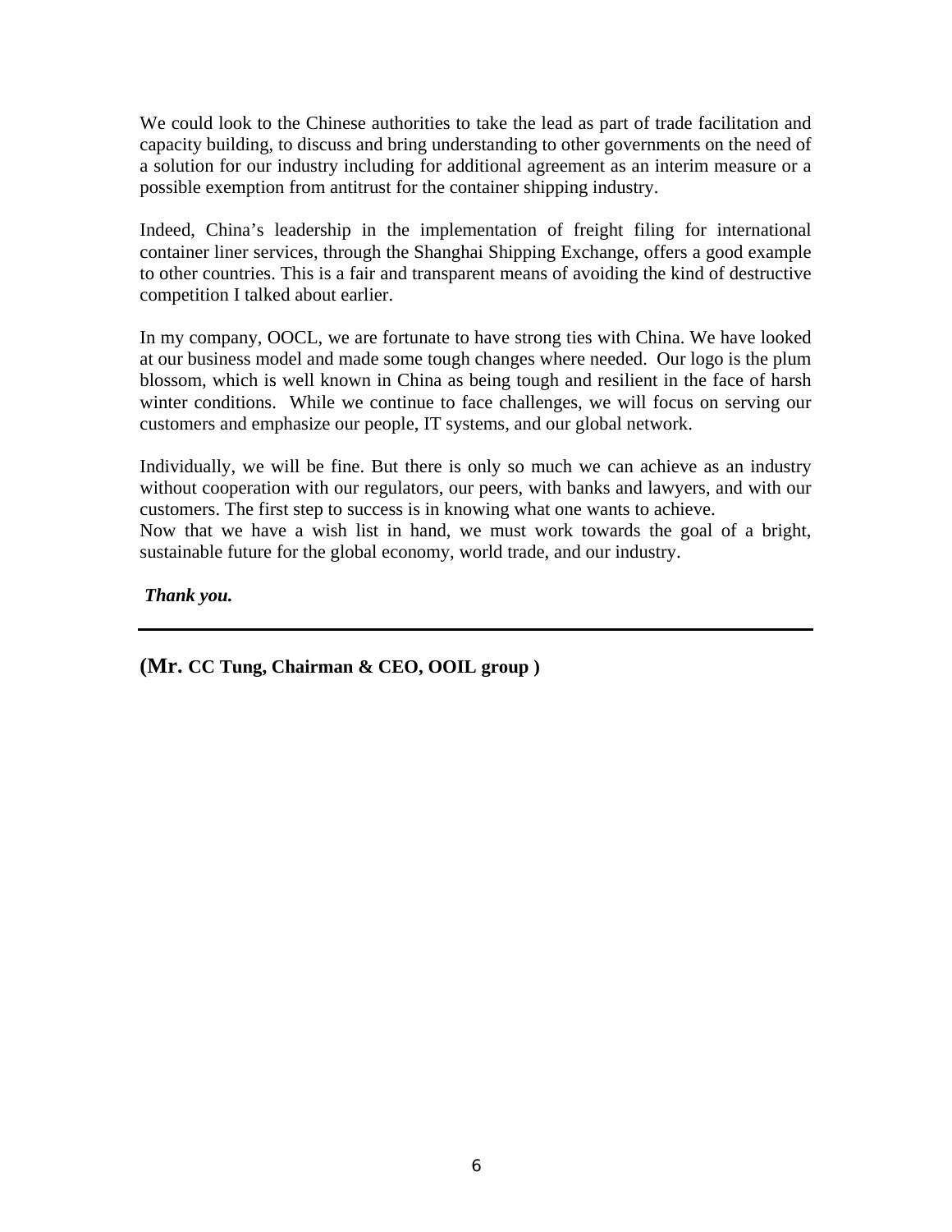We could look to the Chinese authorities to take the lead as part of trade facilitation and capacity building, to discuss and bring understanding to other governments on the need of a solution for our industry including for additional agreement as an interim measure or a possible exemption from antitrust for the container shipping industry.

Indeed, China's leadership in the implementation of freight filing for international container liner services, through the Shanghai Shipping Exchange, offers a good example to other countries. This is a fair and transparent means of avoiding the kind of destructive competition I talked about earlier.

In my company, OOCL, we are fortunate to have strong ties with China. We have looked at our business model and made some tough changes where needed. Our logo is the plum blossom, which is well known in China as being tough and resilient in the face of harsh winter conditions. While we continue to face challenges, we will focus on serving our customers and emphasize our people, IT systems, and our global network.

Individually, we will be fine. But there is only so much we can achieve as an industry without cooperation with our regulators, our peers, with banks and lawyers, and with our customers. The first step to success is in knowing what one wants to achieve.
Now that we have a wish list in hand, we must work towards the goal of a bright, sustainable future for the global economy, world trade, and our industry.

***Thank you.***

---

**(Mr. CC Tung, Chairman & CEO, OOIL group )**